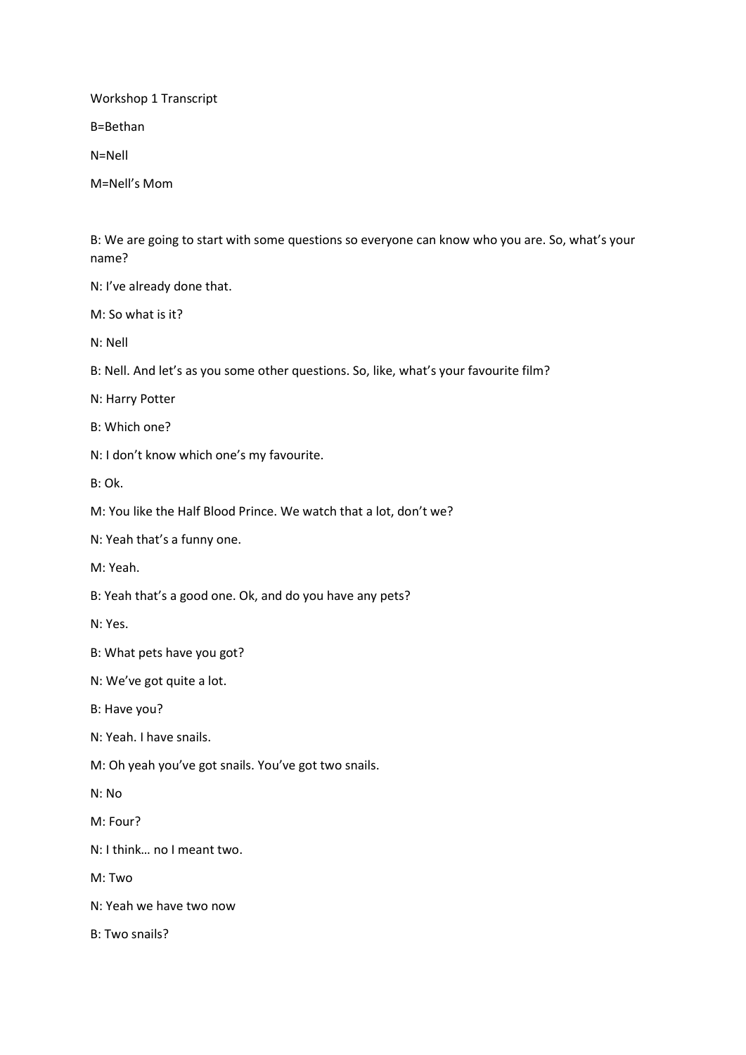Workshop 1 Transcript

B=Bethan

N=Nell

M=Nell's Mom

B: We are going to start with some questions so everyone can know who you are. So, what's your name?

N: I've already done that.

M: So what is it?

N: Nell

B: Nell. And let's as you some other questions. So, like, what's your favourite film?

N: Harry Potter

B: Which one?

N: I don't know which one's my favourite.

B: Ok.

M: You like the Half Blood Prince. We watch that a lot, don't we?

N: Yeah that's a funny one.

M: Yeah.

B: Yeah that's a good one. Ok, and do you have any pets?

N: Yes.

B: What pets have you got?

N: We've got quite a lot.

B: Have you?

N: Yeah. I have snails.

M: Oh yeah you've got snails. You've got two snails.

N: No

M: Four?

N: I think… no I meant two.

M: Two

N: Yeah we have two now

B: Two snails?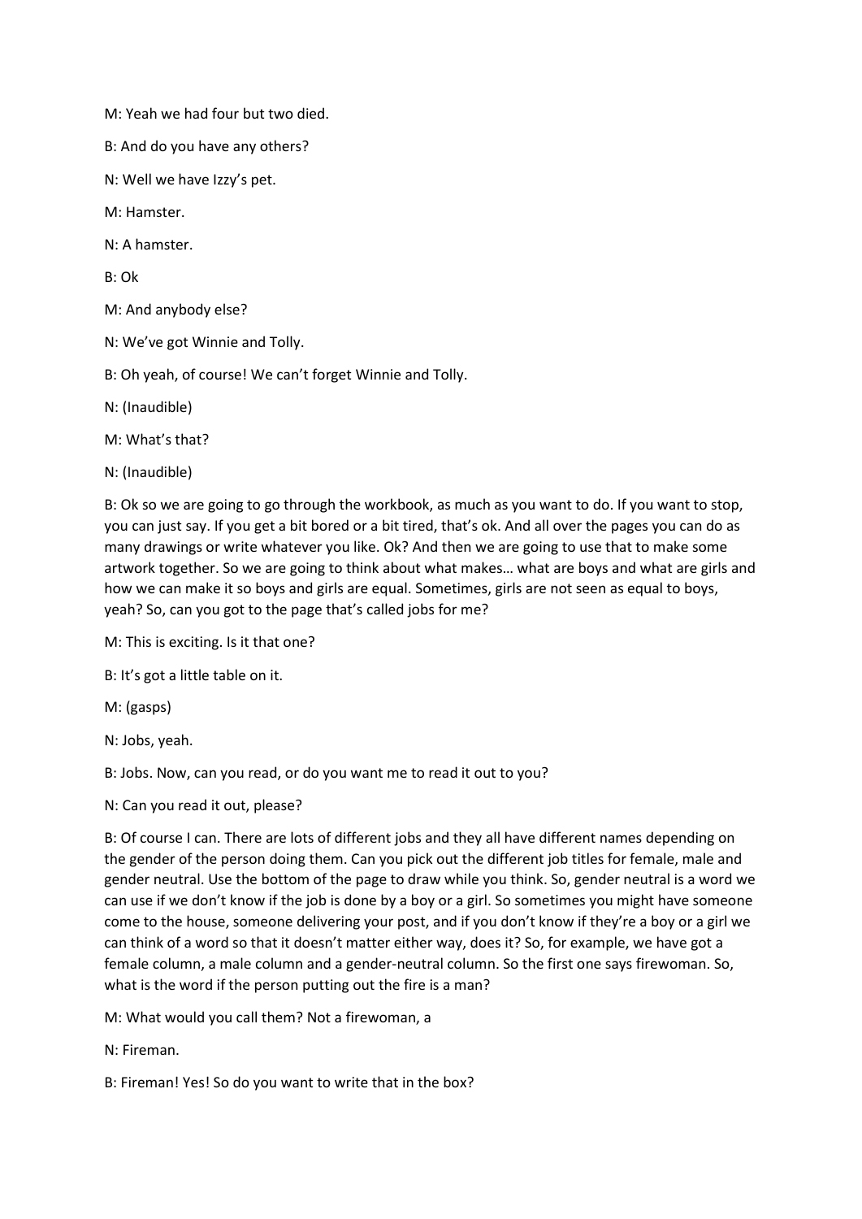M: Yeah we had four but two died.

B: And do you have any others?

N: Well we have Izzy's pet.

M: Hamster.

N: A hamster.

B: Ok

M: And anybody else?

N: We've got Winnie and Tolly.

B: Oh yeah, of course! We can't forget Winnie and Tolly.

N: (Inaudible)

M: What's that?

N: (Inaudible)

B: Ok so we are going to go through the workbook, as much as you want to do. If you want to stop, you can just say. If you get a bit bored or a bit tired, that's ok. And all over the pages you can do as many drawings or write whatever you like. Ok? And then we are going to use that to make some artwork together. So we are going to think about what makes… what are boys and what are girls and how we can make it so boys and girls are equal. Sometimes, girls are not seen as equal to boys, yeah? So, can you got to the page that's called jobs for me?

M: This is exciting. Is it that one?

B: It's got a little table on it.

M: (gasps)

N: Jobs, yeah.

B: Jobs. Now, can you read, or do you want me to read it out to you?

N: Can you read it out, please?

B: Of course I can. There are lots of different jobs and they all have different names depending on the gender of the person doing them. Can you pick out the different job titles for female, male and gender neutral. Use the bottom of the page to draw while you think. So, gender neutral is a word we can use if we don't know if the job is done by a boy or a girl. So sometimes you might have someone come to the house, someone delivering your post, and if you don't know if they're a boy or a girl we can think of a word so that it doesn't matter either way, does it? So, for example, we have got a female column, a male column and a gender-neutral column. So the first one says firewoman. So, what is the word if the person putting out the fire is a man?

M: What would you call them? Not a firewoman, a

N: Fireman.

B: Fireman! Yes! So do you want to write that in the box?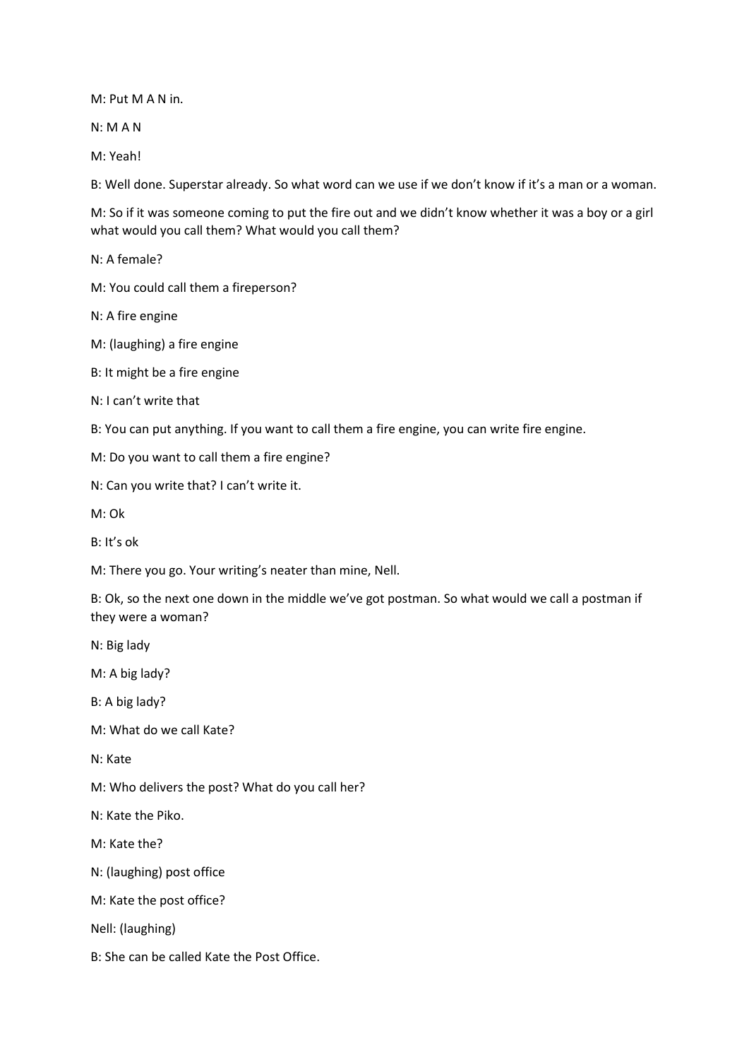M: Put M A N in.

N: M A N

M: Yeah!

B: Well done. Superstar already. So what word can we use if we don't know if it's a man or a woman.

M: So if it was someone coming to put the fire out and we didn't know whether it was a boy or a girl what would you call them? What would you call them?

N: A female?

M: You could call them a fireperson?

N: A fire engine

M: (laughing) a fire engine

B: It might be a fire engine

N: I can't write that

B: You can put anything. If you want to call them a fire engine, you can write fire engine.

M: Do you want to call them a fire engine?

N: Can you write that? I can't write it.

M: Ok

B: It's ok

M: There you go. Your writing's neater than mine, Nell.

B: Ok, so the next one down in the middle we've got postman. So what would we call a postman if they were a woman?

N: Big lady

M: A big lady?

B: A big lady?

M: What do we call Kate?

N: Kate

M: Who delivers the post? What do you call her?

N: Kate the Piko.

M: Kate the?

N: (laughing) post office

M: Kate the post office?

Nell: (laughing)

B: She can be called Kate the Post Office.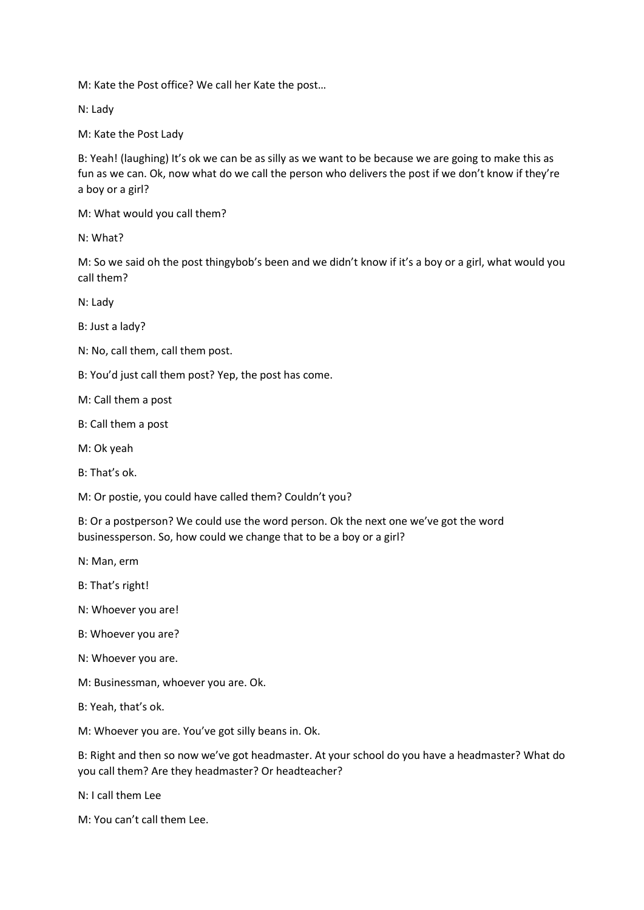M: Kate the Post office? We call her Kate the post…

N: Lady

M: Kate the Post Lady

B: Yeah! (laughing) It's ok we can be as silly as we want to be because we are going to make this as fun as we can. Ok, now what do we call the person who delivers the post if we don't know if they're a boy or a girl?

M: What would you call them?

N: What?

M: So we said oh the post thingybob's been and we didn't know if it's a boy or a girl, what would you call them?

N: Lady

B: Just a lady?

N: No, call them, call them post.

B: You'd just call them post? Yep, the post has come.

M: Call them a post

B: Call them a post

M: Ok yeah

B: That's ok.

M: Or postie, you could have called them? Couldn't you?

B: Or a postperson? We could use the word person. Ok the next one we've got the word businessperson. So, how could we change that to be a boy or a girl?

N: Man, erm

B: That's right!

N: Whoever you are!

B: Whoever you are?

N: Whoever you are.

M: Businessman, whoever you are. Ok.

B: Yeah, that's ok.

M: Whoever you are. You've got silly beans in. Ok.

B: Right and then so now we've got headmaster. At your school do you have a headmaster? What do you call them? Are they headmaster? Or headteacher?

N: I call them Lee

M: You can't call them Lee.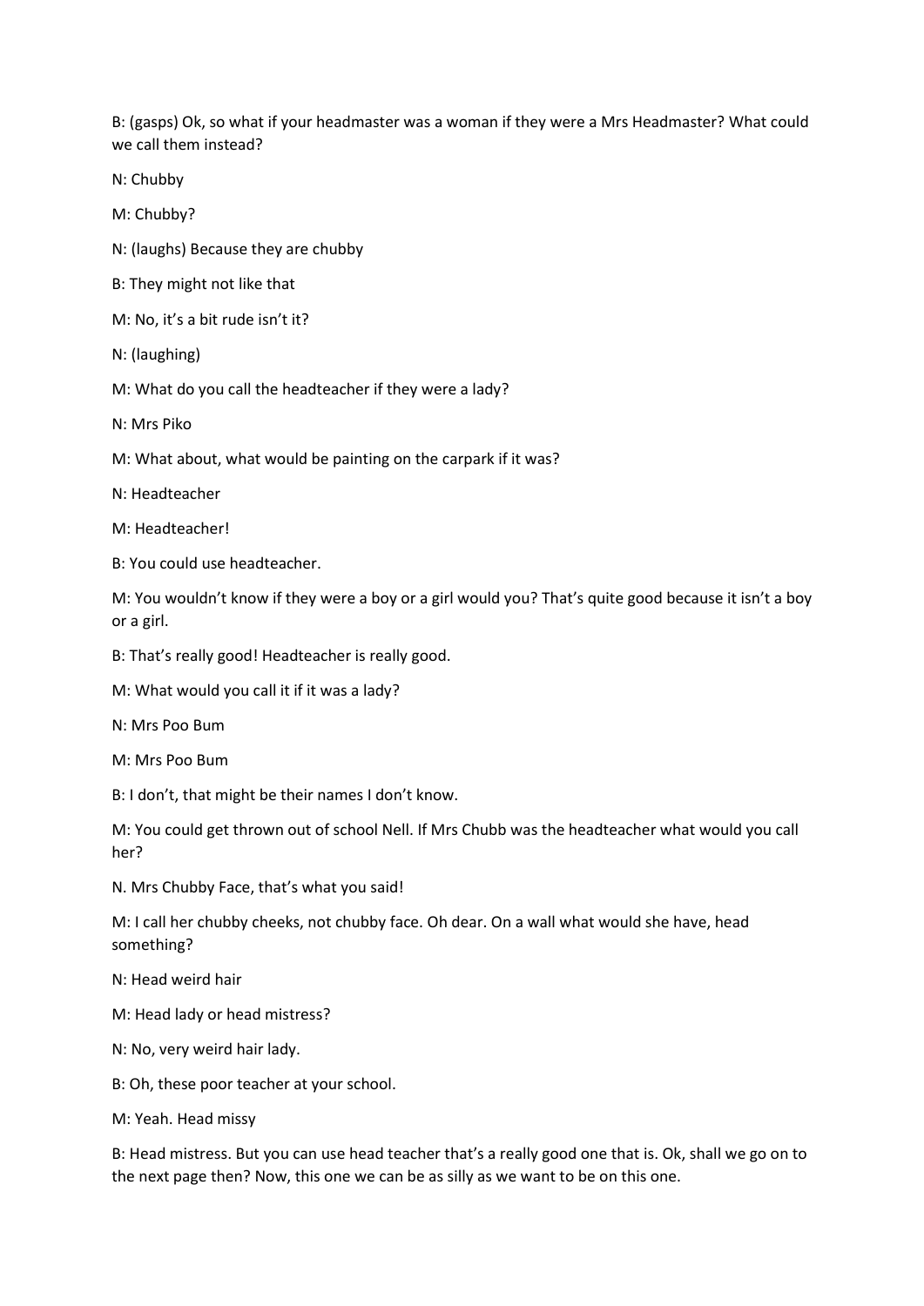B: (gasps) Ok, so what if your headmaster was a woman if they were a Mrs Headmaster? What could we call them instead?

N: Chubby

M: Chubby?

N: (laughs) Because they are chubby

B: They might not like that

M: No, it's a bit rude isn't it?

N: (laughing)

M: What do you call the headteacher if they were a lady?

N: Mrs Piko

M: What about, what would be painting on the carpark if it was?

N: Headteacher

M: Headteacher!

B: You could use headteacher.

M: You wouldn't know if they were a boy or a girl would you? That's quite good because it isn't a boy or a girl.

B: That's really good! Headteacher is really good.

M: What would you call it if it was a lady?

N: Mrs Poo Bum

M: Mrs Poo Bum

B: I don't, that might be their names I don't know.

M: You could get thrown out of school Nell. If Mrs Chubb was the headteacher what would you call her?

N. Mrs Chubby Face, that's what you said!

M: I call her chubby cheeks, not chubby face. Oh dear. On a wall what would she have, head something?

N: Head weird hair

M: Head lady or head mistress?

N: No, very weird hair lady.

B: Oh, these poor teacher at your school.

M: Yeah. Head missy

B: Head mistress. But you can use head teacher that's a really good one that is. Ok, shall we go on to the next page then? Now, this one we can be as silly as we want to be on this one.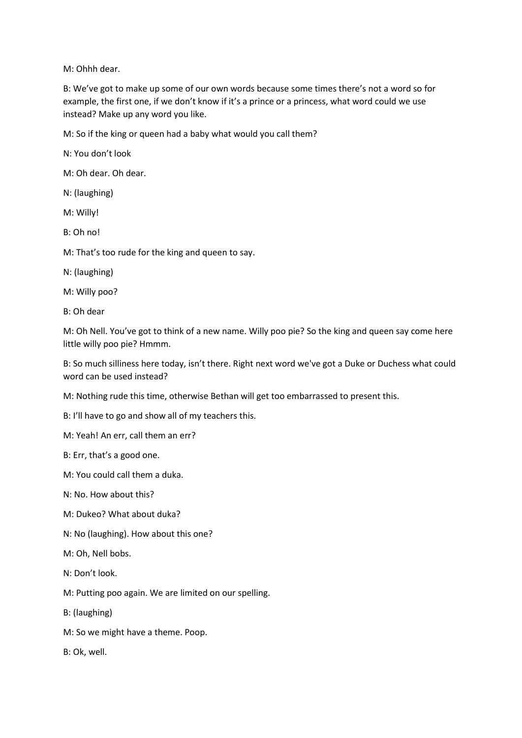M: Ohhh dear.

B: We've got to make up some of our own words because some times there's not a word so for example, the first one, if we don't know if it's a prince or a princess, what word could we use instead? Make up any word you like.

M: So if the king or queen had a baby what would you call them?

N: You don't look

M: Oh dear. Oh dear.

N: (laughing)

M: Willy!

B: Oh no!

M: That's too rude for the king and queen to say.

N: (laughing)

M: Willy poo?

B: Oh dear

M: Oh Nell. You've got to think of a new name. Willy poo pie? So the king and queen say come here little willy poo pie? Hmmm.

B: So much silliness here today, isn't there. Right next word we've got a Duke or Duchess what could word can be used instead?

M: Nothing rude this time, otherwise Bethan will get too embarrassed to present this.

B: I'll have to go and show all of my teachers this.

M: Yeah! An err, call them an err?

B: Err, that's a good one.

M: You could call them a duka.

N: No. How about this?

M: Dukeo? What about duka?

N: No (laughing). How about this one?

M: Oh, Nell bobs.

N: Don't look.

M: Putting poo again. We are limited on our spelling.

B: (laughing)

M: So we might have a theme. Poop.

B: Ok, well.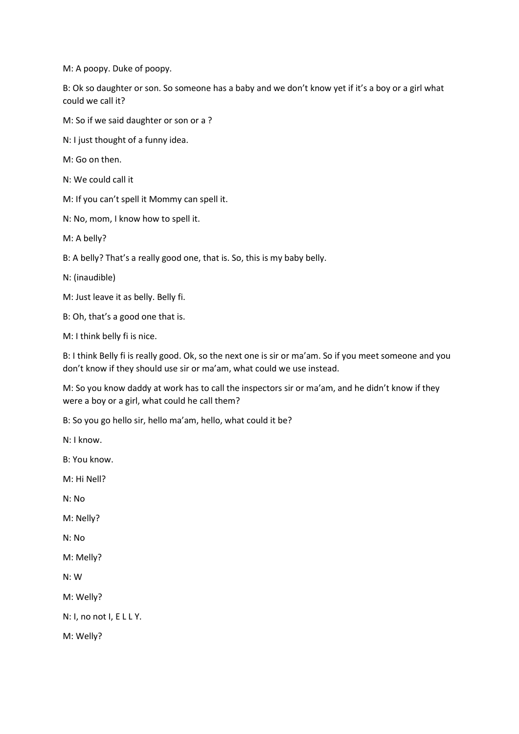M: A poopy. Duke of poopy.

B: Ok so daughter or son. So someone has a baby and we don't know yet if it's a boy or a girl what could we call it?

M: So if we said daughter or son or a ?

N: I just thought of a funny idea.

M: Go on then.

N: We could call it

M: If you can't spell it Mommy can spell it.

N: No, mom, I know how to spell it.

M: A belly?

B: A belly? That's a really good one, that is. So, this is my baby belly.

N: (inaudible)

M: Just leave it as belly. Belly fi.

B: Oh, that's a good one that is.

M: I think belly fi is nice.

B: I think Belly fi is really good. Ok, so the next one is sir or ma'am. So if you meet someone and you don't know if they should use sir or ma'am, what could we use instead.

M: So you know daddy at work has to call the inspectors sir or ma'am, and he didn't know if they were a boy or a girl, what could he call them?

B: So you go hello sir, hello ma'am, hello, what could it be?

N: I know.

B: You know.

M: Hi Nell?

N: No

M: Nelly?

N: No

M: Melly?

N: W

M: Welly?

N: I, no not I, E L L Y.

M: Welly?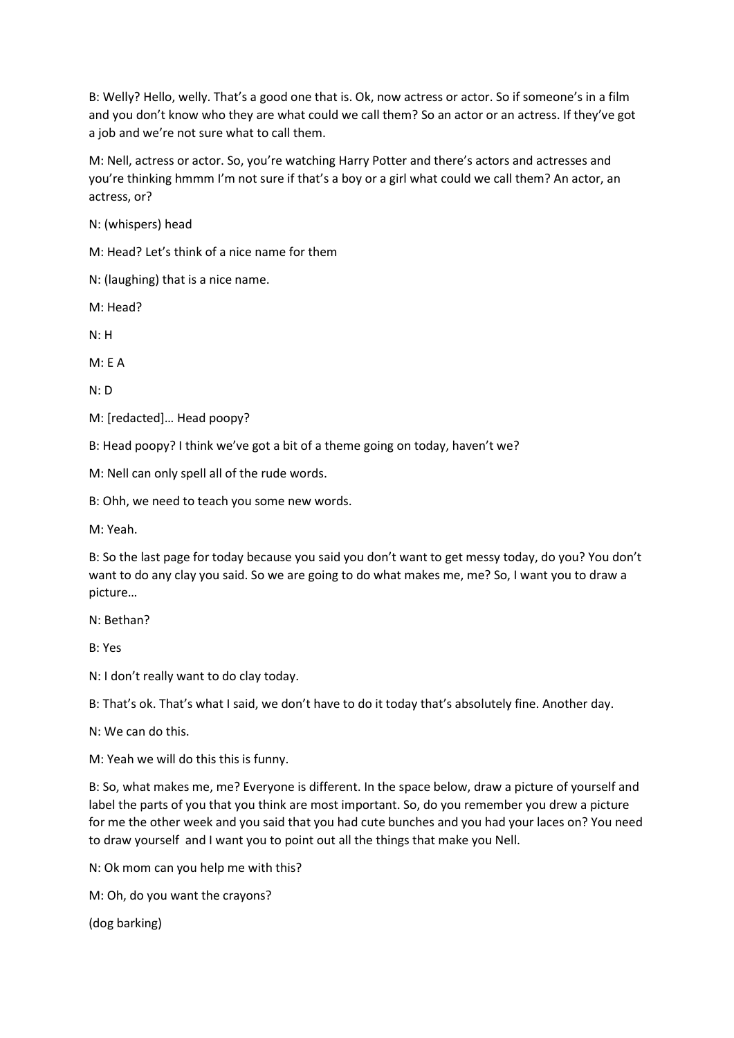B: Welly? Hello, welly. That's a good one that is. Ok, now actress or actor. So if someone's in a film and you don't know who they are what could we call them? So an actor or an actress. If they've got a job and we're not sure what to call them.

M: Nell, actress or actor. So, you're watching Harry Potter and there's actors and actresses and you're thinking hmmm I'm not sure if that's a boy or a girl what could we call them? An actor, an actress, or?

N: (whispers) head

M: Head? Let's think of a nice name for them

N: (laughing) that is a nice name.

M: Head?

N: H

M: E A

N: D

M: [redacted]… Head poopy?

B: Head poopy? I think we've got a bit of a theme going on today, haven't we?

M: Nell can only spell all of the rude words.

B: Ohh, we need to teach you some new words.

M: Yeah.

B: So the last page for today because you said you don't want to get messy today, do you? You don't want to do any clay you said. So we are going to do what makes me, me? So, I want you to draw a picture…

N: Bethan?

B: Yes

N: I don't really want to do clay today.

B: That's ok. That's what I said, we don't have to do it today that's absolutely fine. Another day.

N: We can do this.

M: Yeah we will do this this is funny.

B: So, what makes me, me? Everyone is different. In the space below, draw a picture of yourself and label the parts of you that you think are most important. So, do you remember you drew a picture for me the other week and you said that you had cute bunches and you had your laces on? You need to draw yourself and I want you to point out all the things that make you Nell.

N: Ok mom can you help me with this?

M: Oh, do you want the crayons?

(dog barking)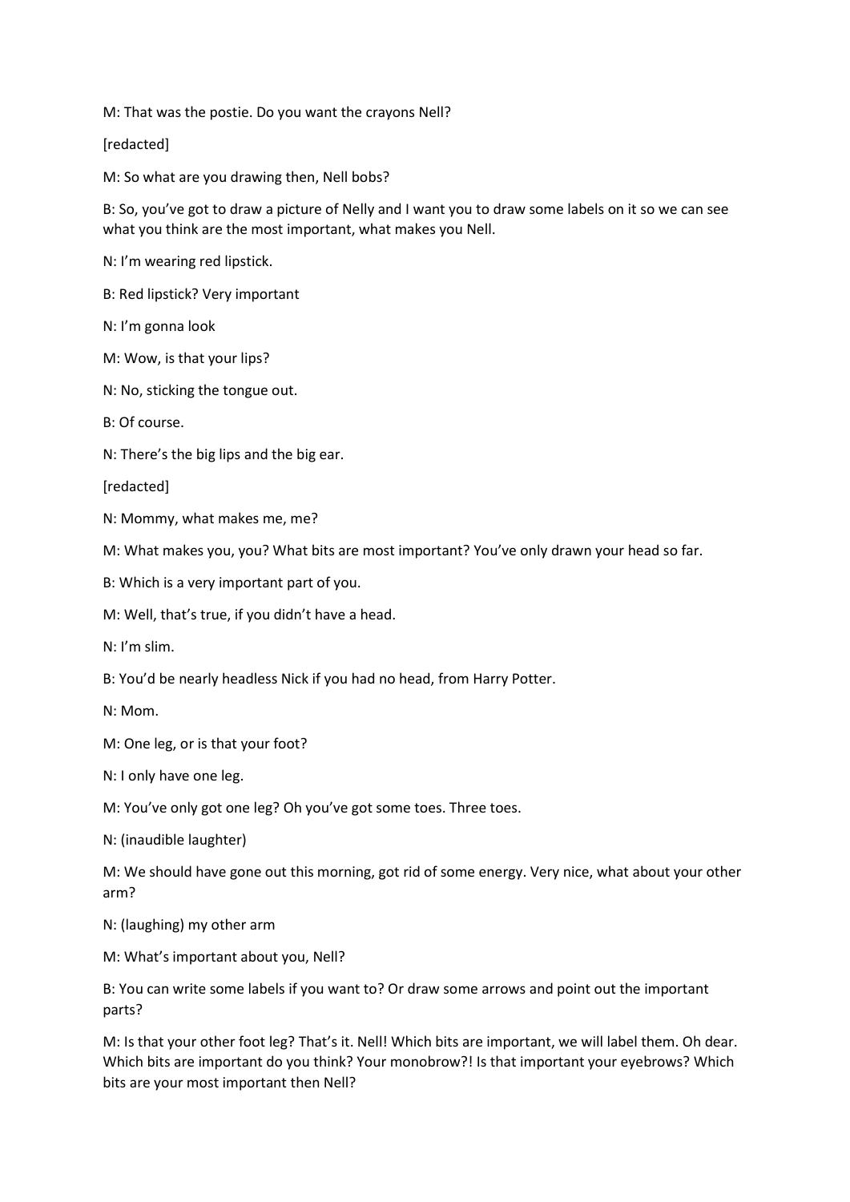M: That was the postie. Do you want the crayons Nell?

[redacted]

M: So what are you drawing then, Nell bobs?

B: So, you've got to draw a picture of Nelly and I want you to draw some labels on it so we can see what you think are the most important, what makes you Nell.

N: I'm wearing red lipstick.

B: Red lipstick? Very important

N: I'm gonna look

M: Wow, is that your lips?

N: No, sticking the tongue out.

B: Of course.

N: There's the big lips and the big ear.

[redacted]

N: Mommy, what makes me, me?

M: What makes you, you? What bits are most important? You've only drawn your head so far.

B: Which is a very important part of you.

M: Well, that's true, if you didn't have a head.

N: I'm slim.

B: You'd be nearly headless Nick if you had no head, from Harry Potter.

N: Mom.

M: One leg, or is that your foot?

N: I only have one leg.

M: You've only got one leg? Oh you've got some toes. Three toes.

N: (inaudible laughter)

M: We should have gone out this morning, got rid of some energy. Very nice, what about your other arm?

N: (laughing) my other arm

M: What's important about you, Nell?

B: You can write some labels if you want to? Or draw some arrows and point out the important parts?

M: Is that your other foot leg? That's it. Nell! Which bits are important, we will label them. Oh dear. Which bits are important do you think? Your monobrow?! Is that important your eyebrows? Which bits are your most important then Nell?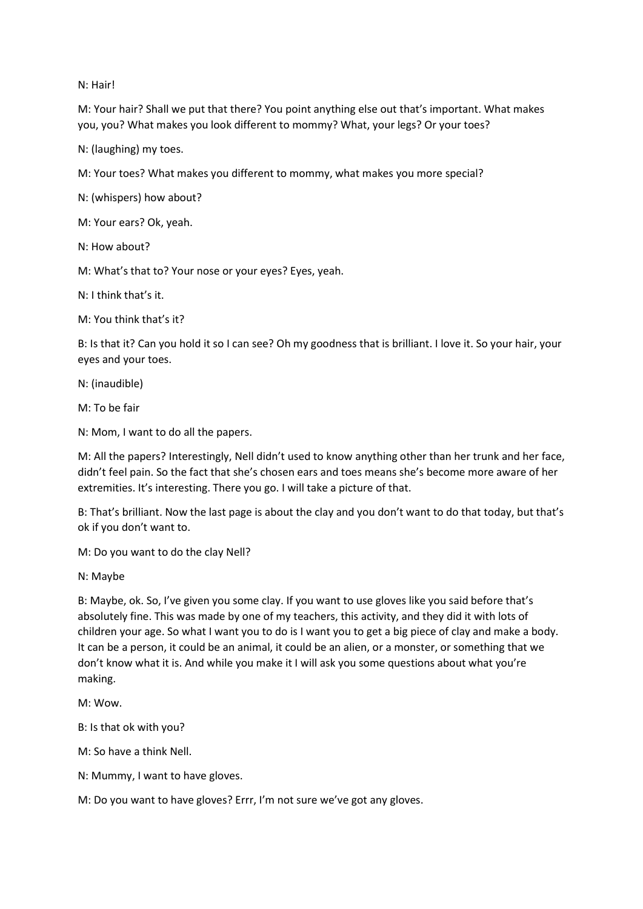N: Hair!

M: Your hair? Shall we put that there? You point anything else out that's important. What makes you, you? What makes you look different to mommy? What, your legs? Or your toes?

N: (laughing) my toes.

M: Your toes? What makes you different to mommy, what makes you more special?

N: (whispers) how about?

M: Your ears? Ok, yeah.

N: How about?

M: What's that to? Your nose or your eyes? Eyes, yeah.

N: I think that's it.

M: You think that's it?

B: Is that it? Can you hold it so I can see? Oh my goodness that is brilliant. I love it. So your hair, your eyes and your toes.

N: (inaudible)

M: To be fair

N: Mom, I want to do all the papers.

M: All the papers? Interestingly, Nell didn't used to know anything other than her trunk and her face, didn't feel pain. So the fact that she's chosen ears and toes means she's become more aware of her extremities. It's interesting. There you go. I will take a picture of that.

B: That's brilliant. Now the last page is about the clay and you don't want to do that today, but that's ok if you don't want to.

M: Do you want to do the clay Nell?

N: Maybe

B: Maybe, ok. So, I've given you some clay. If you want to use gloves like you said before that's absolutely fine. This was made by one of my teachers, this activity, and they did it with lots of children your age. So what I want you to do is I want you to get a big piece of clay and make a body. It can be a person, it could be an animal, it could be an alien, or a monster, or something that we don't know what it is. And while you make it I will ask you some questions about what you're making.

M: Wow.

B: Is that ok with you?

M: So have a think Nell.

N: Mummy, I want to have gloves.

M: Do you want to have gloves? Errr, I'm not sure we've got any gloves.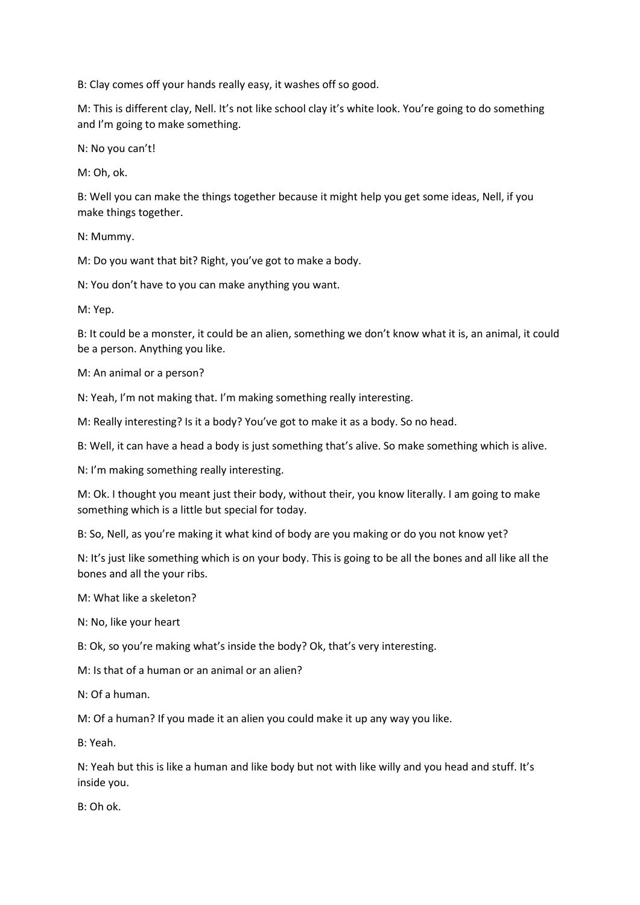B: Clay comes off your hands really easy, it washes off so good.

M: This is different clay, Nell. It's not like school clay it's white look. You're going to do something and I'm going to make something.

N: No you can't!

M: Oh, ok.

B: Well you can make the things together because it might help you get some ideas, Nell, if you make things together.

N: Mummy.

M: Do you want that bit? Right, you've got to make a body.

N: You don't have to you can make anything you want.

M: Yep.

B: It could be a monster, it could be an alien, something we don't know what it is, an animal, it could be a person. Anything you like.

M: An animal or a person?

N: Yeah, I'm not making that. I'm making something really interesting.

M: Really interesting? Is it a body? You've got to make it as a body. So no head.

B: Well, it can have a head a body is just something that's alive. So make something which is alive.

N: I'm making something really interesting.

M: Ok. I thought you meant just their body, without their, you know literally. I am going to make something which is a little but special for today.

B: So, Nell, as you're making it what kind of body are you making or do you not know yet?

N: It's just like something which is on your body. This is going to be all the bones and all like all the bones and all the your ribs.

M: What like a skeleton?

N: No, like your heart

B: Ok, so you're making what's inside the body? Ok, that's very interesting.

M: Is that of a human or an animal or an alien?

N: Of a human.

M: Of a human? If you made it an alien you could make it up any way you like.

B: Yeah.

N: Yeah but this is like a human and like body but not with like willy and you head and stuff. It's inside you.

B: Oh ok.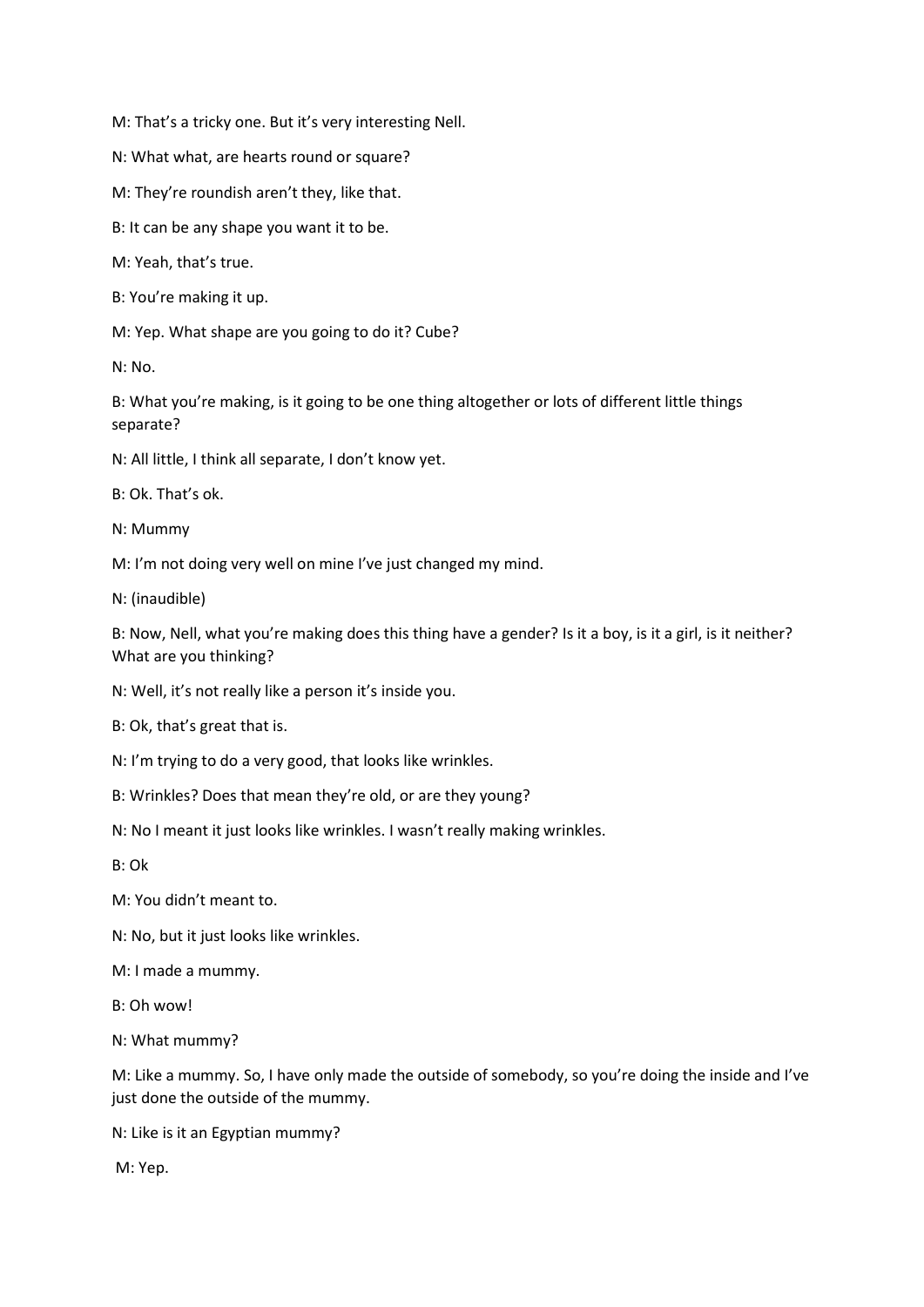M: That's a tricky one. But it's very interesting Nell.

N: What what, are hearts round or square?

M: They're roundish aren't they, like that.

B: It can be any shape you want it to be.

M: Yeah, that's true.

B: You're making it up.

M: Yep. What shape are you going to do it? Cube?

N: No.

B: What you're making, is it going to be one thing altogether or lots of different little things separate?

N: All little, I think all separate, I don't know yet.

B: Ok. That's ok.

N: Mummy

M: I'm not doing very well on mine I've just changed my mind.

N: (inaudible)

B: Now, Nell, what you're making does this thing have a gender? Is it a boy, is it a girl, is it neither? What are you thinking?

N: Well, it's not really like a person it's inside you.

B: Ok, that's great that is.

N: I'm trying to do a very good, that looks like wrinkles.

B: Wrinkles? Does that mean they're old, or are they young?

N: No I meant it just looks like wrinkles. I wasn't really making wrinkles.

B: Ok

M: You didn't meant to.

N: No, but it just looks like wrinkles.

M: I made a mummy.

B: Oh wow!

N: What mummy?

M: Like a mummy. So, I have only made the outside of somebody, so you're doing the inside and I've just done the outside of the mummy.

N: Like is it an Egyptian mummy?

M: Yep.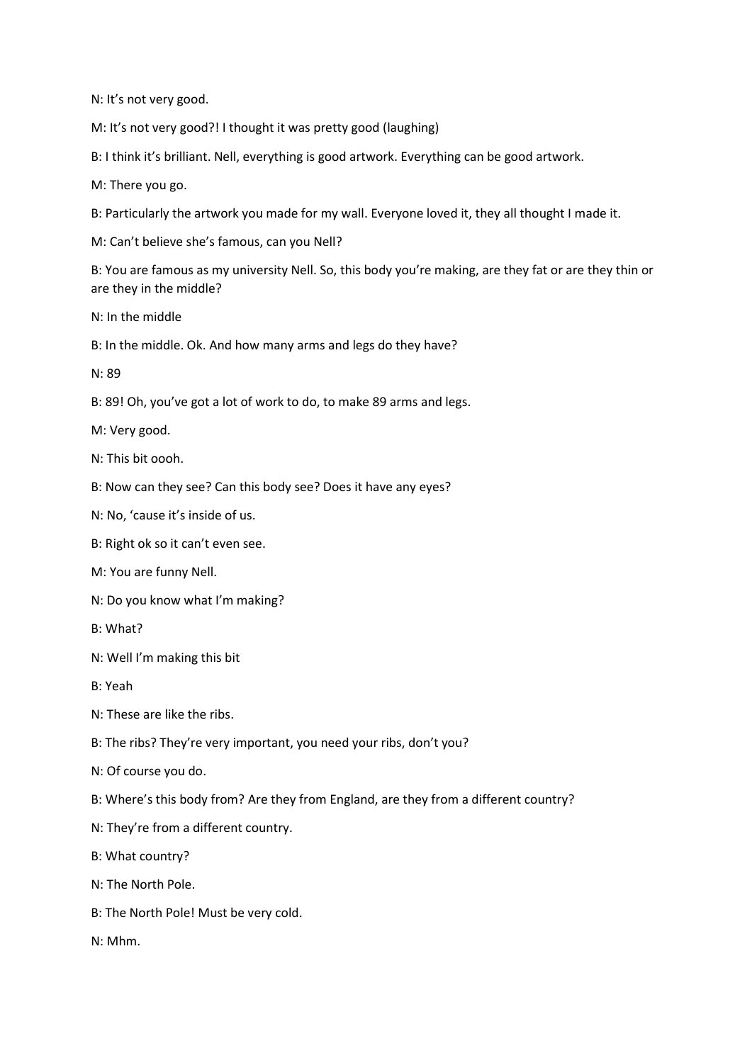N: It’s not very good.

M: It’s not very good?! I thought it was pretty good (laughing)

B: I think it’s brilliant. Nell, everything is good artwork. Everything can be good artwork.

M: There you go.

B: Particularly the artwork you made for my wall. Everyone loved it, they all thought I made it.

M: Can’t believe she’s famous, can you Nell?

B: You are famous as my university Nell. So, this body you’re making, are they fat or are they thin or are they in the middle?

N: In the middle

B: In the middle. Ok. And how many arms and legs do they have?

N: 89

B: 89! Oh, you’ve got a lot of work to do, to make 89 arms and legs.

M: Very good.

N: This bit oooh.

B: Now can they see? Can this body see? Does it have any eyes?

N: No, ‘cause it’s inside of us.

B: Right ok so it can’t even see.

M: You are funny Nell.

N: Do you know what I’m making?

B: What?

N: Well I’m making this bit

B: Yeah

N: These are like the ribs.

B: The ribs? They’re very important, you need your ribs, don’t you?

N: Of course you do.

B: Where’s this body from? Are they from England, are they from a different country?

N: They’re from a different country.

B: What country?

N: The North Pole.

B: The North Pole! Must be very cold.

N: Mhm.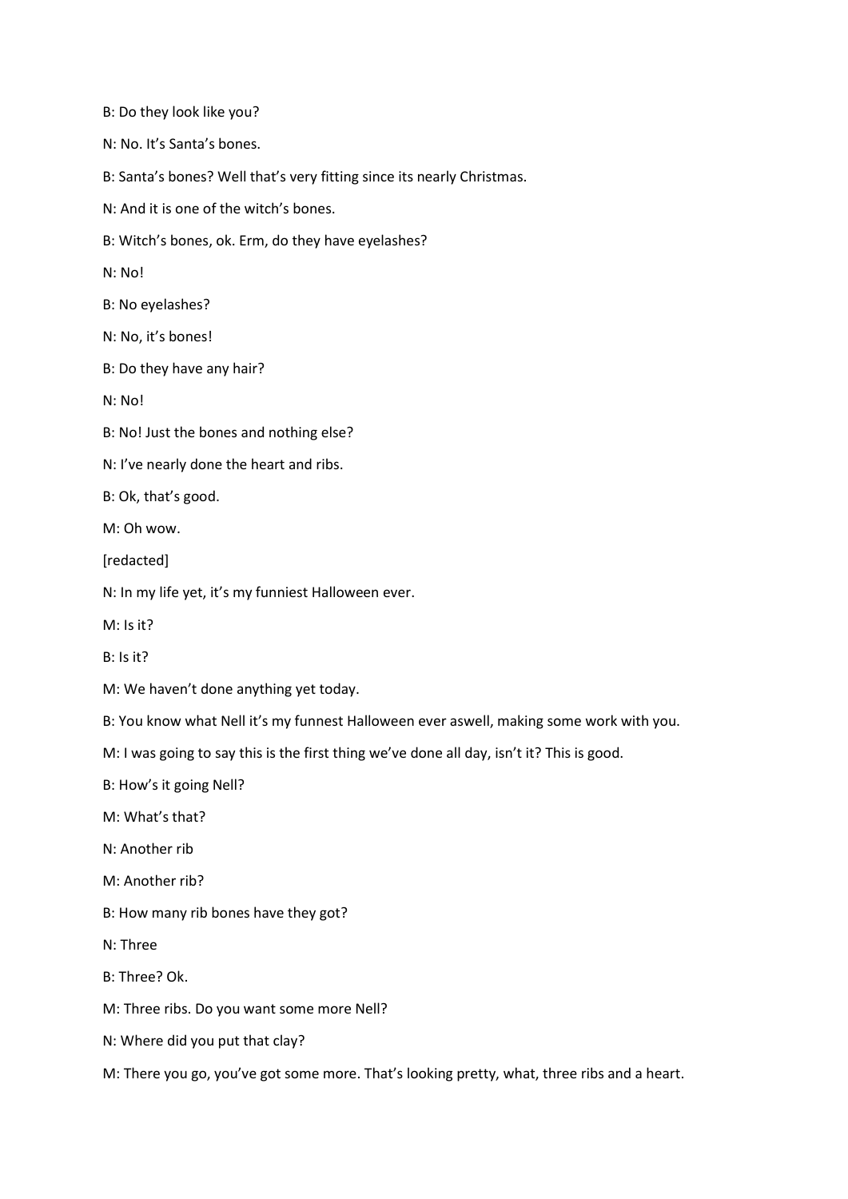B: Do they look like you?

N: No. It's Santa's bones.

B: Santa's bones? Well that's very fitting since its nearly Christmas.

N: And it is one of the witch's bones.

B: Witch's bones, ok. Erm, do they have eyelashes?

N: No!

B: No eyelashes?

N: No, it's bones!

B: Do they have any hair?

N: No!

B: No! Just the bones and nothing else?

N: I've nearly done the heart and ribs.

B: Ok, that's good.

M: Oh wow.

[redacted]

N: In my life yet, it's my funniest Halloween ever.

M: Is it?

B: Is it?

M: We haven't done anything yet today.

B: You know what Nell it's my funnest Halloween ever aswell, making some work with you.

M: I was going to say this is the first thing we've done all day, isn't it? This is good.

B: How's it going Nell?

M: What's that?

N: Another rib

M: Another rib?

B: How many rib bones have they got?

N: Three

B: Three? Ok.

M: Three ribs. Do you want some more Nell?

N: Where did you put that clay?

M: There you go, you've got some more. That's looking pretty, what, three ribs and a heart.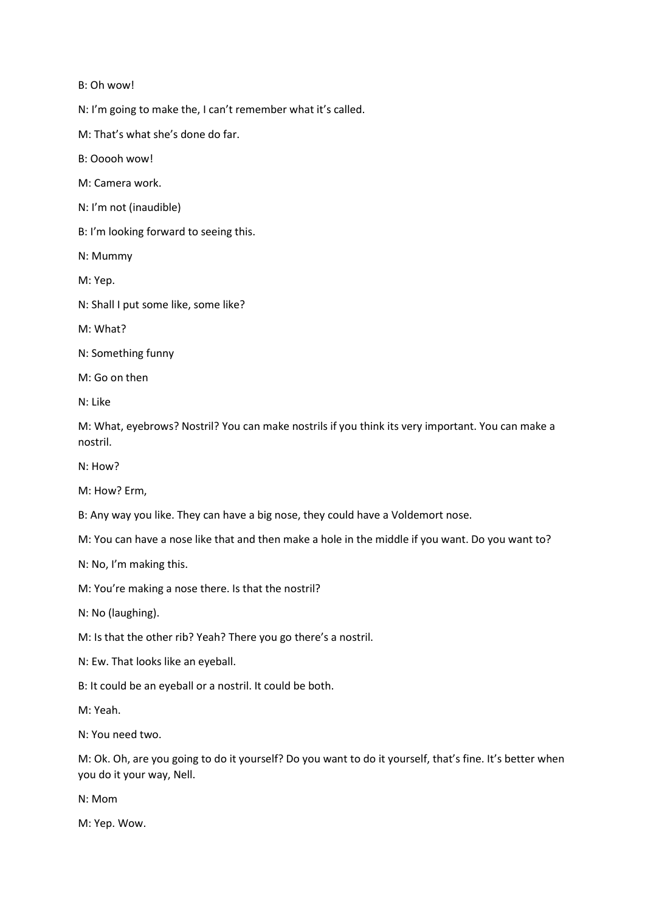B: Oh wow!

N: I'm going to make the, I can't remember what it's called.

M: That's what she's done do far.

B: Ooooh wow!

M: Camera work.

N: I'm not (inaudible)

B: I'm looking forward to seeing this.

N: Mummy

M: Yep.

N: Shall I put some like, some like?

M: What?

N: Something funny

M: Go on then

N: Like

M: What, eyebrows? Nostril? You can make nostrils if you think its very important. You can make a nostril.

N: How?

M: How? Erm,

B: Any way you like. They can have a big nose, they could have a Voldemort nose.

M: You can have a nose like that and then make a hole in the middle if you want. Do you want to?

N: No, I'm making this.

M: You're making a nose there. Is that the nostril?

N: No (laughing).

M: Is that the other rib? Yeah? There you go there's a nostril.

N: Ew. That looks like an eyeball.

B: It could be an eyeball or a nostril. It could be both.

M: Yeah.

N: You need two.

M: Ok. Oh, are you going to do it yourself? Do you want to do it yourself, that's fine. It's better when you do it your way, Nell.

N: Mom

M: Yep. Wow.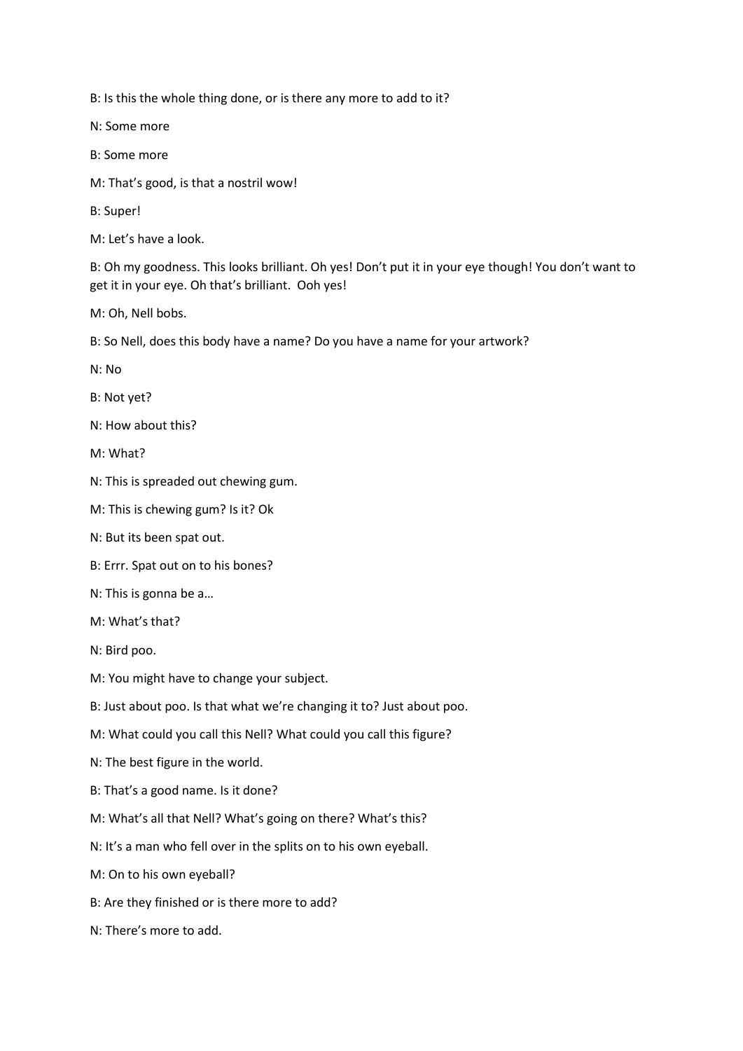B: Is this the whole thing done, or is there any more to add to it?

N: Some more

B: Some more

M: That's good, is that a nostril wow!

B: Super!

M: Let's have a look.

B: Oh my goodness. This looks brilliant. Oh yes! Don't put it in your eye though! You don't want to get it in your eye. Oh that's brilliant. Ooh yes!

M: Oh, Nell bobs.

B: So Nell, does this body have a name? Do you have a name for your artwork?

N: No

B: Not yet?

N: How about this?

M: What?

N: This is spreaded out chewing gum.

M: This is chewing gum? Is it? Ok

N: But its been spat out.

B: Errr. Spat out on to his bones?

N: This is gonna be a…

M: What's that?

N: Bird poo.

M: You might have to change your subject.

B: Just about poo. Is that what we're changing it to? Just about poo.

M: What could you call this Nell? What could you call this figure?

N: The best figure in the world.

B: That's a good name. Is it done?

M: What's all that Nell? What's going on there? What's this?

N: It's a man who fell over in the splits on to his own eyeball.

M: On to his own eyeball?

B: Are they finished or is there more to add?

N: There's more to add.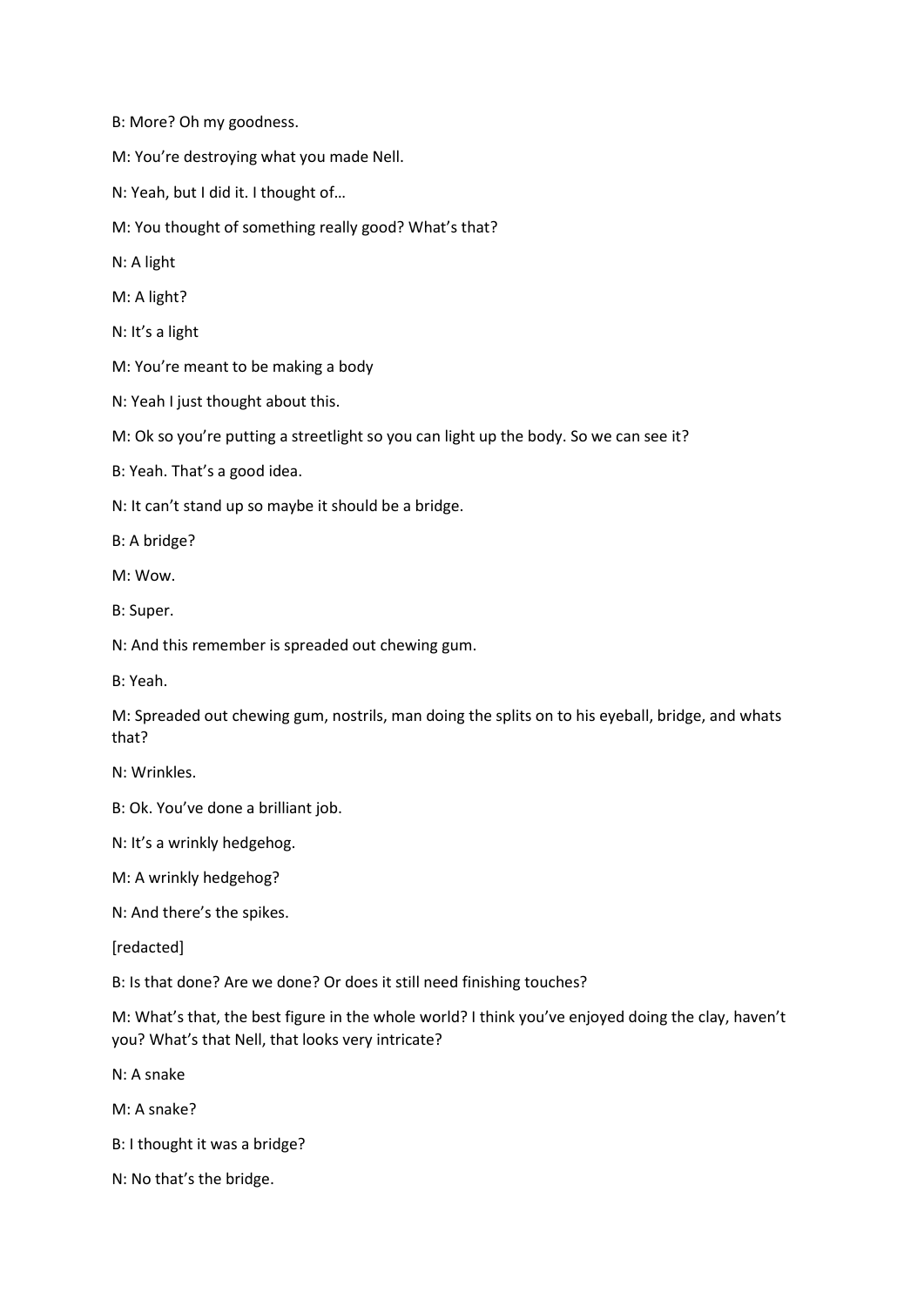B: More? Oh my goodness.

M: You're destroying what you made Nell.

N: Yeah, but I did it. I thought of…

M: You thought of something really good? What's that?

N: A light

M: A light?

N: It's a light

M: You're meant to be making a body

N: Yeah I just thought about this.

M: Ok so you're putting a streetlight so you can light up the body. So we can see it?

B: Yeah. That's a good idea.

N: It can't stand up so maybe it should be a bridge.

B: A bridge?

M: Wow.

B: Super.

N: And this remember is spreaded out chewing gum.

B: Yeah.

M: Spreaded out chewing gum, nostrils, man doing the splits on to his eyeball, bridge, and whats that?

N: Wrinkles.

B: Ok. You've done a brilliant job.

N: It's a wrinkly hedgehog.

M: A wrinkly hedgehog?

N: And there's the spikes.

[redacted]

B: Is that done? Are we done? Or does it still need finishing touches?

M: What's that, the best figure in the whole world? I think you've enjoyed doing the clay, haven't you? What's that Nell, that looks very intricate?

N: A snake

M: A snake?

B: I thought it was a bridge?

N: No that's the bridge.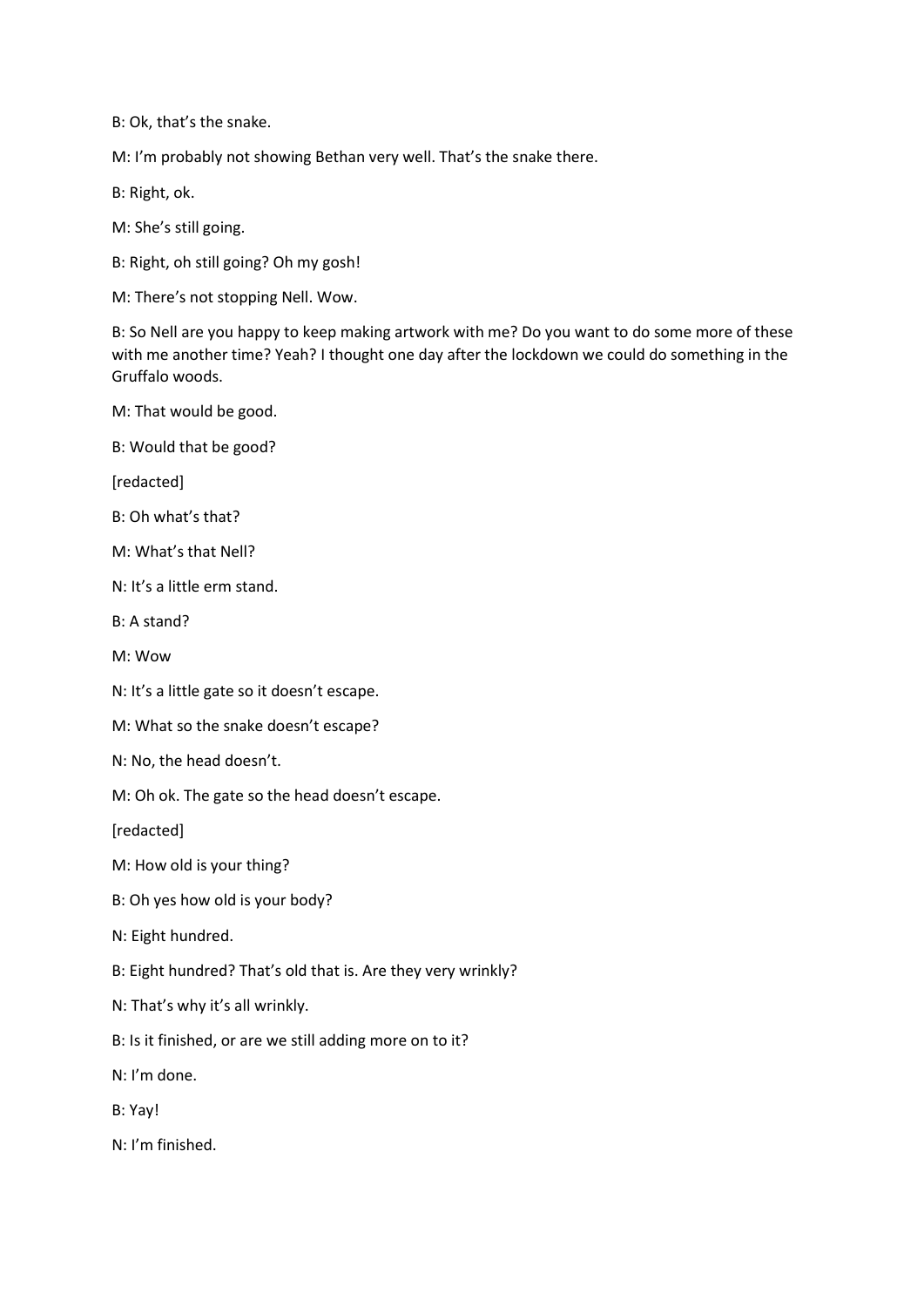B: Ok, that's the snake.

M: I'm probably not showing Bethan very well. That's the snake there.

B: Right, ok.

M: She's still going.

B: Right, oh still going? Oh my gosh!

M: There's not stopping Nell. Wow.

B: So Nell are you happy to keep making artwork with me? Do you want to do some more of these with me another time? Yeah? I thought one day after the lockdown we could do something in the Gruffalo woods.

M: That would be good.

B: Would that be good?

[redacted]

B: Oh what's that?

M: What's that Nell?

N: It's a little erm stand.

B: A stand?

M: Wow

N: It's a little gate so it doesn't escape.

M: What so the snake doesn't escape?

N: No, the head doesn't.

M: Oh ok. The gate so the head doesn't escape.

[redacted]

M: How old is your thing?

B: Oh yes how old is your body?

N: Eight hundred.

B: Eight hundred? That's old that is. Are they very wrinkly?

N: That's why it's all wrinkly.

B: Is it finished, or are we still adding more on to it?

N: I'm done.

B: Yay!

N: I'm finished.